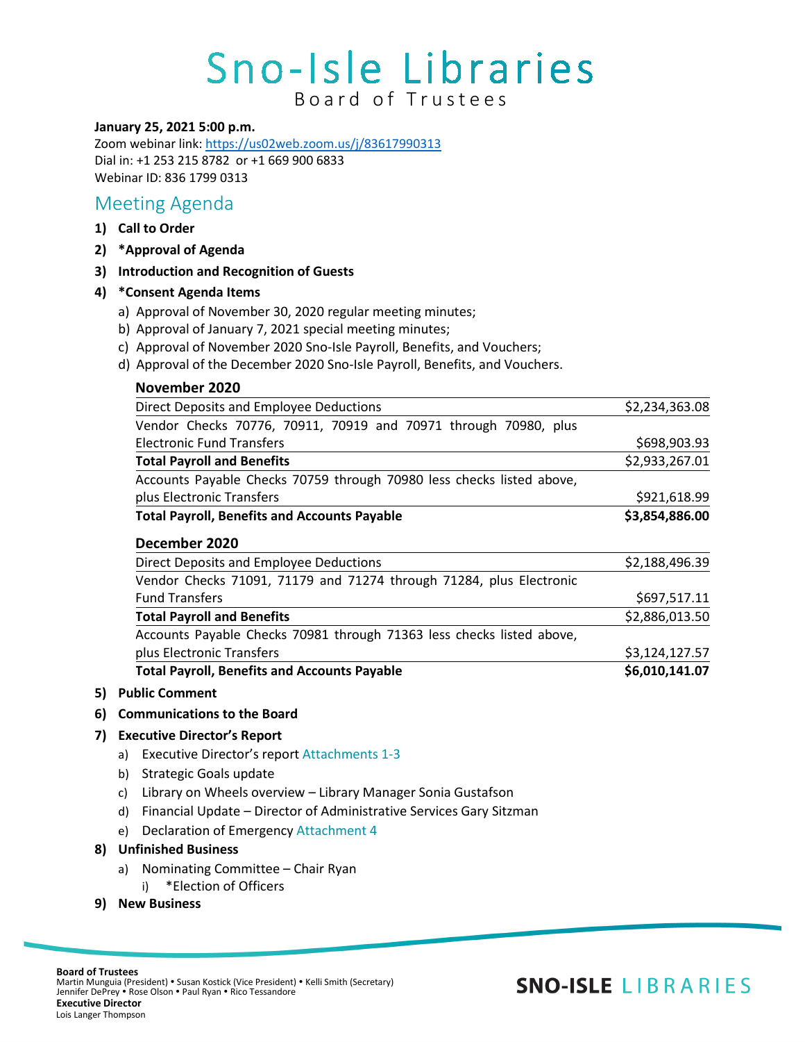# Sno-Isle Libraries
## Board of Trustees

**January 25, 2021 5:00 p.m.**
Zoom webinar link: https://us02web.zoom.us/j/83617990313
Dial in: +1 253 215 8782 or +1 669 900 6833
Webinar ID: 836 1799 0313

## Meeting Agenda

1) **Call to Order**
2) **\*Approval of Agenda**
3) **Introduction and Recognition of Guests**
4) **\*Consent Agenda Items**
   a) Approval of November 30, 2020 regular meeting minutes;
   b) Approval of January 7, 2021 special meeting minutes;
   c) Approval of November 2020 Sno-Isle Payroll, Benefits, and Vouchers;
   d) Approval of the December 2020 Sno-Isle Payroll, Benefits, and Vouchers.

**November 2020**

| | |
|---|---|
| Direct Deposits and Employee Deductions | $2,234,363.08 |
| Vendor Checks 70776, 70911, 70919 and 70971 through 70980, plus Electronic Fund Transfers | $698,903.93 |
| **Total Payroll and Benefits** | $2,933,267.01 |
| Accounts Payable Checks 70759 through 70980 less checks listed above, plus Electronic Transfers | $921,618.99 |
| **Total Payroll, Benefits and Accounts Payable** | **$3,854,886.00** |

**December 2020**

| | |
|---|---|
| Direct Deposits and Employee Deductions | $2,188,496.39 |
| Vendor Checks 71091, 71179 and 71274 through 71284, plus Electronic Fund Transfers | $697,517.11 |
| **Total Payroll and Benefits** | $2,886,013.50 |
| Accounts Payable Checks 70981 through 71363 less checks listed above, plus Electronic Transfers | $3,124,127.57 |
| **Total Payroll, Benefits and Accounts Payable** | **$6,010,141.07** |

5) **Public Comment**
6) **Communications to the Board**
7) **Executive Director's Report**
   a) Executive Director's report Attachments 1-3
   b) Strategic Goals update
   c) Library on Wheels overview – Library Manager Sonia Gustafson
   d) Financial Update – Director of Administrative Services Gary Sitzman
   e) Declaration of Emergency Attachment 4
8) **Unfinished Business**
   a) Nominating Committee – Chair Ryan
      i) \*Election of Officers
9) **New Business**

**Board of Trustees**
Martin Munguia (President) • Susan Kostick (Vice President) • Kelli Smith (Secretary)
Jennifer DePrey • Rose Olson • Paul Ryan • Rico Tessandore
**Executive Director**
Lois Langer Thompson

**SNO-ISLE** LIBRARIES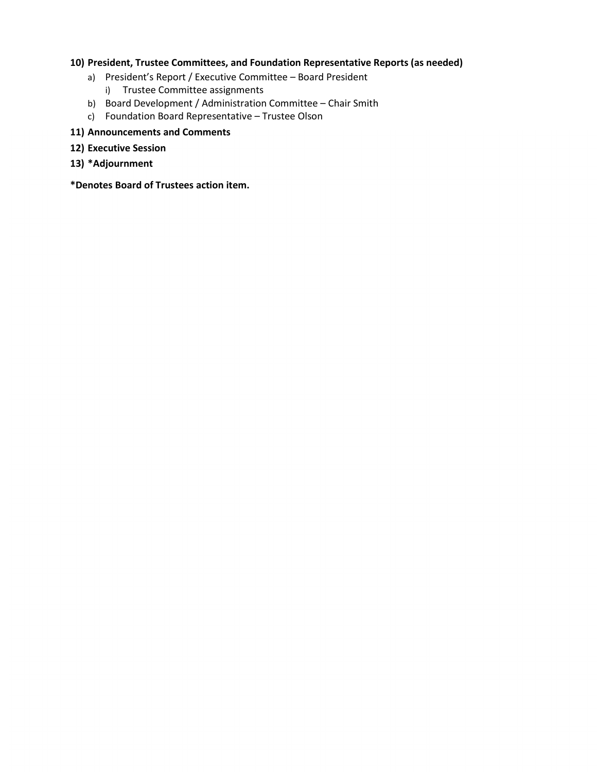**10) President, Trustee Committees, and Foundation Representative Reports (as needed)**

a) President's Report / Executive Committee – Board President
   i) Trustee Committee assignments
b) Board Development / Administration Committee – Chair Smith
c) Foundation Board Representative – Trustee Olson

**11) Announcements and Comments**

**12) Executive Session**

**13) *Adjournment**

***Denotes Board of Trustees action item.**